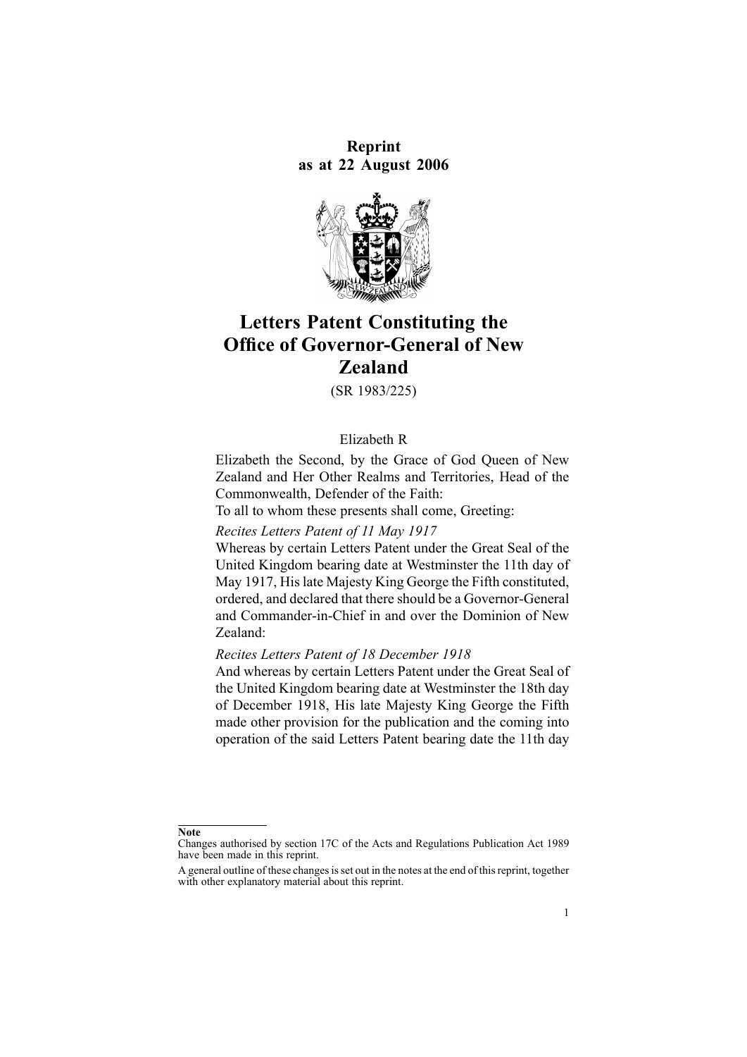**Reprint**
**as at 22 August 2006**

# Letters Patent Constituting the Office of Governor-General of New Zealand

(SR 1983/225)

Elizabeth R

Elizabeth the Second, by the Grace of God Queen of New Zealand and Her Other Realms and Territories, Head of the Commonwealth, Defender of the Faith:

To all to whom these presents shall come, Greeting:

*Recites Letters Patent of 11 May 1917*

Whereas by certain Letters Patent under the Great Seal of the United Kingdom bearing date at Westminster the 11th day of May 1917, His late Majesty King George the Fifth constituted, ordered, and declared that there should be a Governor-General and Commander-in-Chief in and over the Dominion of New Zealand:

*Recites Letters Patent of 18 December 1918*

And whereas by certain Letters Patent under the Great Seal of the United Kingdom bearing date at Westminster the 18th day of December 1918, His late Majesty King George the Fifth made other provision for the publication and the coming into operation of the said Letters Patent bearing date the 11th day

**Note**

Changes authorised by section 17C of the Acts and Regulations Publication Act 1989 have been made in this reprint.

A general outline of these changes is set out in the notes at the end of this reprint, together with other explanatory material about this reprint.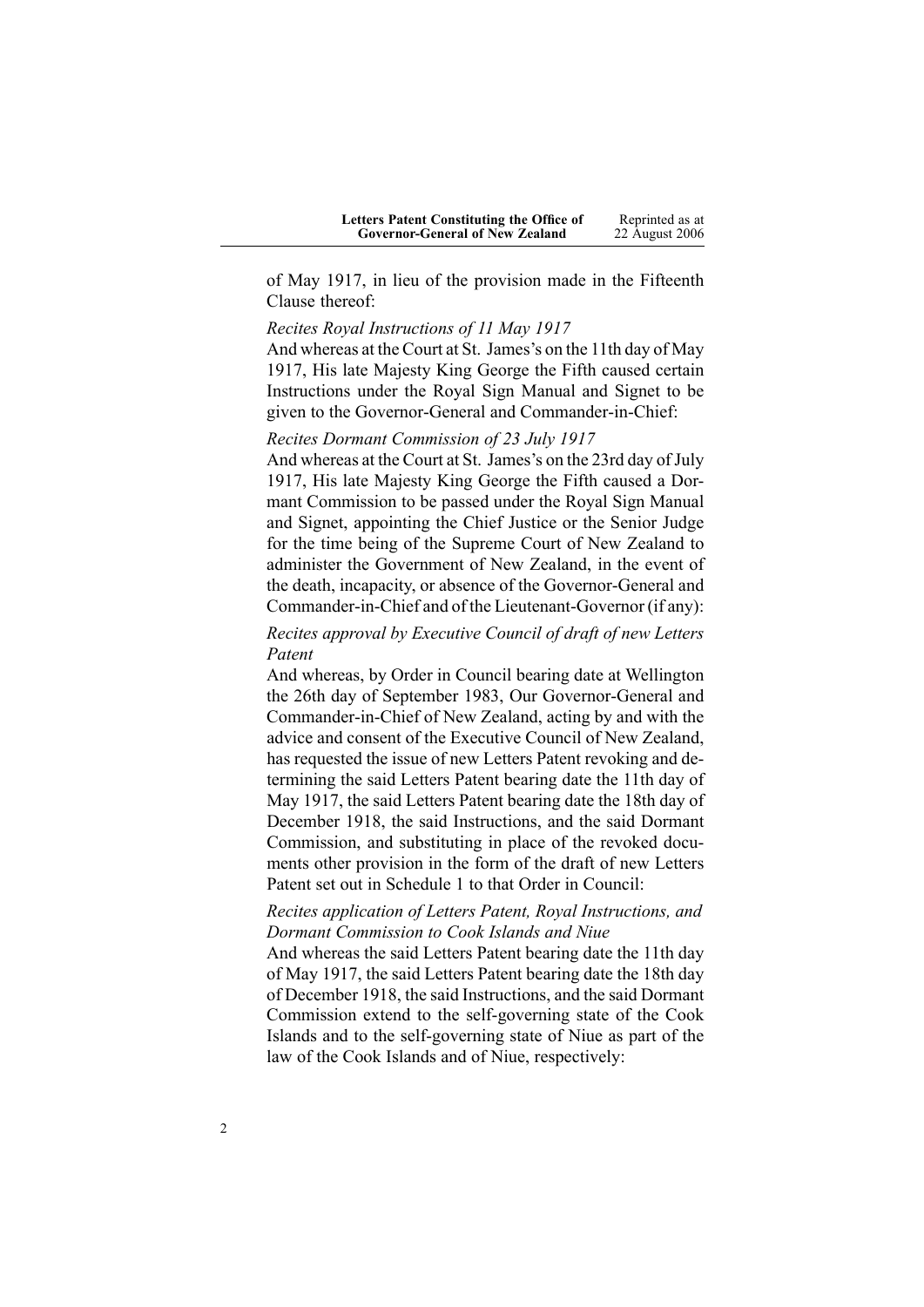of May 1917, in lieu of the provision made in the Fifteenth Clause thereof:

*Recites Royal Instructions of 11 May 1917*

And whereas at the Court at St. James's on the 11th day of May 1917, His late Majesty King George the Fifth caused certain Instructions under the Royal Sign Manual and Signet to be given to the Governor-General and Commander-in-Chief:

*Recites Dormant Commission of 23 July 1917*

And whereas at the Court at St. James's on the 23rd day of July 1917, His late Majesty King George the Fifth caused a Dormant Commission to be passed under the Royal Sign Manual and Signet, appointing the Chief Justice or the Senior Judge for the time being of the Supreme Court of New Zealand to administer the Government of New Zealand, in the event of the death, incapacity, or absence of the Governor-General and Commander-in-Chief and of the Lieutenant-Governor (if any):

*Recites approval by Executive Council of draft of new Letters Patent*

And whereas, by Order in Council bearing date at Wellington the 26th day of September 1983, Our Governor-General and Commander-in-Chief of New Zealand, acting by and with the advice and consent of the Executive Council of New Zealand, has requested the issue of new Letters Patent revoking and determining the said Letters Patent bearing date the 11th day of May 1917, the said Letters Patent bearing date the 18th day of December 1918, the said Instructions, and the said Dormant Commission, and substituting in place of the revoked documents other provision in the form of the draft of new Letters Patent set out in Schedule 1 to that Order in Council:

*Recites application of Letters Patent, Royal Instructions, and Dormant Commission to Cook Islands and Niue*

And whereas the said Letters Patent bearing date the 11th day of May 1917, the said Letters Patent bearing date the 18th day of December 1918, the said Instructions, and the said Dormant Commission extend to the self-governing state of the Cook Islands and to the self-governing state of Niue as part of the law of the Cook Islands and of Niue, respectively: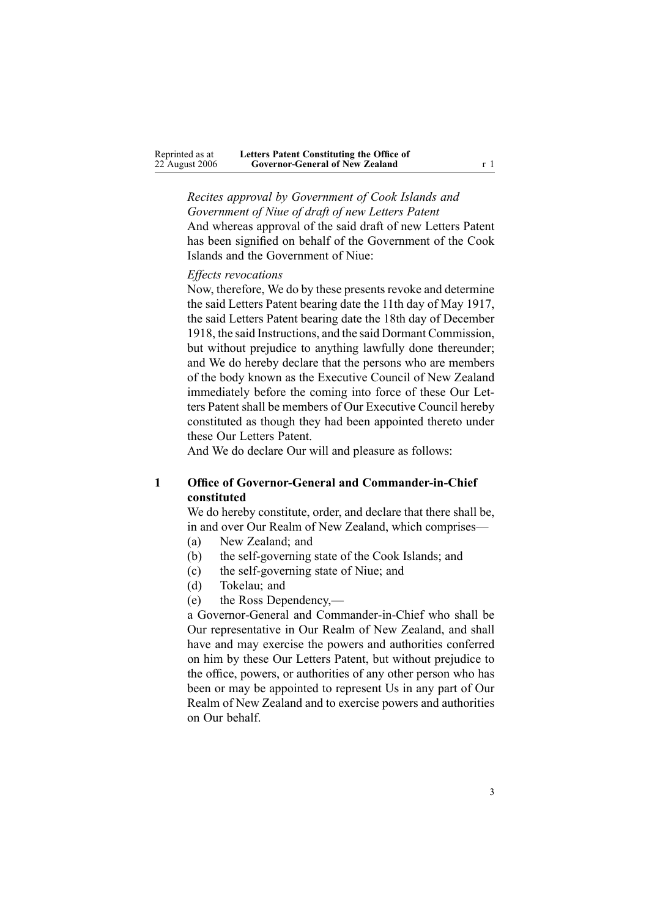*Recites approval by Government of Cook Islands and Government of Niue of draft of new Letters Patent*

And whereas approval of the said draft of new Letters Patent has been signified on behalf of the Government of the Cook Islands and the Government of Niue:

*Effects revocations*

Now, therefore, We do by these presents revoke and determine the said Letters Patent bearing date the 11th day of May 1917, the said Letters Patent bearing date the 18th day of December 1918, the said Instructions, and the said Dormant Commission, but without prejudice to anything lawfully done thereunder; and We do hereby declare that the persons who are members of the body known as the Executive Council of New Zealand immediately before the coming into force of these Our Letters Patent shall be members of Our Executive Council hereby constituted as though they had been appointed thereto under these Our Letters Patent.

And We do declare Our will and pleasure as follows:

## 1 Office of Governor-General and Commander-in-Chief constituted

We do hereby constitute, order, and declare that there shall be, in and over Our Realm of New Zealand, which comprises—

(a) New Zealand; and

(b) the self-governing state of the Cook Islands; and

(c) the self-governing state of Niue; and

(d) Tokelau; and

(e) the Ross Dependency,—

a Governor-General and Commander-in-Chief who shall be Our representative in Our Realm of New Zealand, and shall have and may exercise the powers and authorities conferred on him by these Our Letters Patent, but without prejudice to the office, powers, or authorities of any other person who has been or may be appointed to represent Us in any part of Our Realm of New Zealand and to exercise powers and authorities on Our behalf.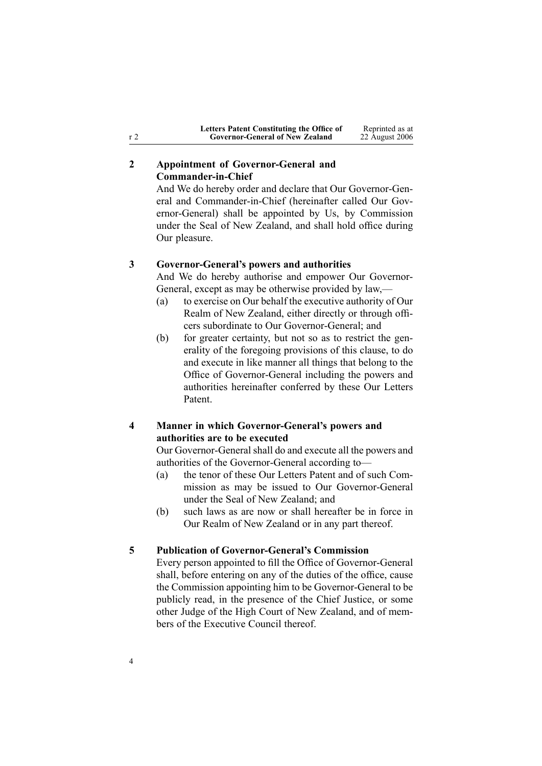## 2 Appointment of Governor-General and Commander-in-Chief

And We do hereby order and declare that Our Governor-General and Commander-in-Chief (hereinafter called Our Governor-General) shall be appointed by Us, by Commission under the Seal of New Zealand, and shall hold office during Our pleasure.

## 3 Governor-General's powers and authorities

And We do hereby authorise and empower Our Governor-General, except as may be otherwise provided by law,—

(a) to exercise on Our behalf the executive authority of Our Realm of New Zealand, either directly or through officers subordinate to Our Governor-General; and

(b) for greater certainty, but not so as to restrict the generality of the foregoing provisions of this clause, to do and execute in like manner all things that belong to the Office of Governor-General including the powers and authorities hereinafter conferred by these Our Letters Patent.

## 4 Manner in which Governor-General's powers and authorities are to be executed

Our Governor-General shall do and execute all the powers and authorities of the Governor-General according to—

(a) the tenor of these Our Letters Patent and of such Commission as may be issued to Our Governor-General under the Seal of New Zealand; and

(b) such laws as are now or shall hereafter be in force in Our Realm of New Zealand or in any part thereof.

## 5 Publication of Governor-General's Commission

Every person appointed to fill the Office of Governor-General shall, before entering on any of the duties of the office, cause the Commission appointing him to be Governor-General to be publicly read, in the presence of the Chief Justice, or some other Judge of the High Court of New Zealand, and of members of the Executive Council thereof.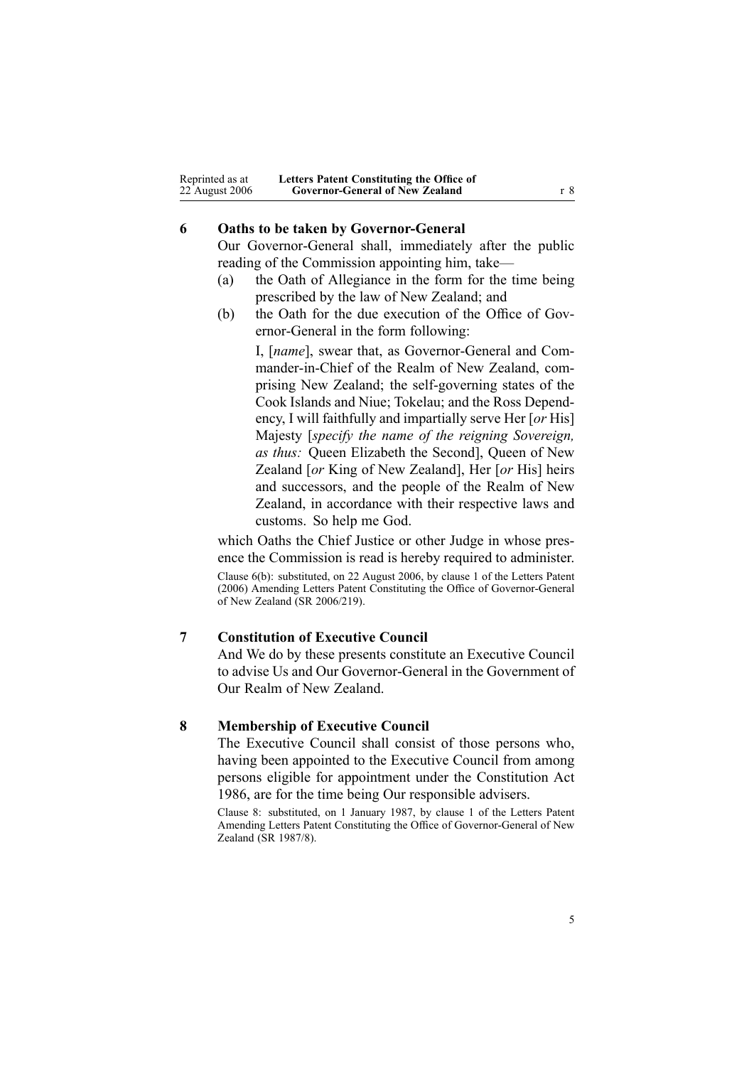## 6 Oaths to be taken by Governor-General

Our Governor-General shall, immediately after the public reading of the Commission appointing him, take—

(a) the Oath of Allegiance in the form for the time being prescribed by the law of New Zealand; and

(b) the Oath for the due execution of the Office of Governor-General in the form following:

> I, [*name*], swear that, as Governor-General and Commander-in-Chief of the Realm of New Zealand, comprising New Zealand; the self-governing states of the Cook Islands and Niue; Tokelau; and the Ross Dependency, I will faithfully and impartially serve Her [*or* His] Majesty [*specify the name of the reigning Sovereign, as thus:* Queen Elizabeth the Second], Queen of New Zealand [*or* King of New Zealand], Her [*or* His] heirs and successors, and the people of the Realm of New Zealand, in accordance with their respective laws and customs. So help me God.

which Oaths the Chief Justice or other Judge in whose presence the Commission is read is hereby required to administer.

Clause 6(b): substituted, on 22 August 2006, by clause 1 of the Letters Patent (2006) Amending Letters Patent Constituting the Office of Governor-General of New Zealand (SR 2006/219).

## 7 Constitution of Executive Council

And We do by these presents constitute an Executive Council to advise Us and Our Governor-General in the Government of Our Realm of New Zealand.

## 8 Membership of Executive Council

The Executive Council shall consist of those persons who, having been appointed to the Executive Council from among persons eligible for appointment under the Constitution Act 1986, are for the time being Our responsible advisers.

Clause 8: substituted, on 1 January 1987, by clause 1 of the Letters Patent Amending Letters Patent Constituting the Office of Governor-General of New Zealand (SR 1987/8).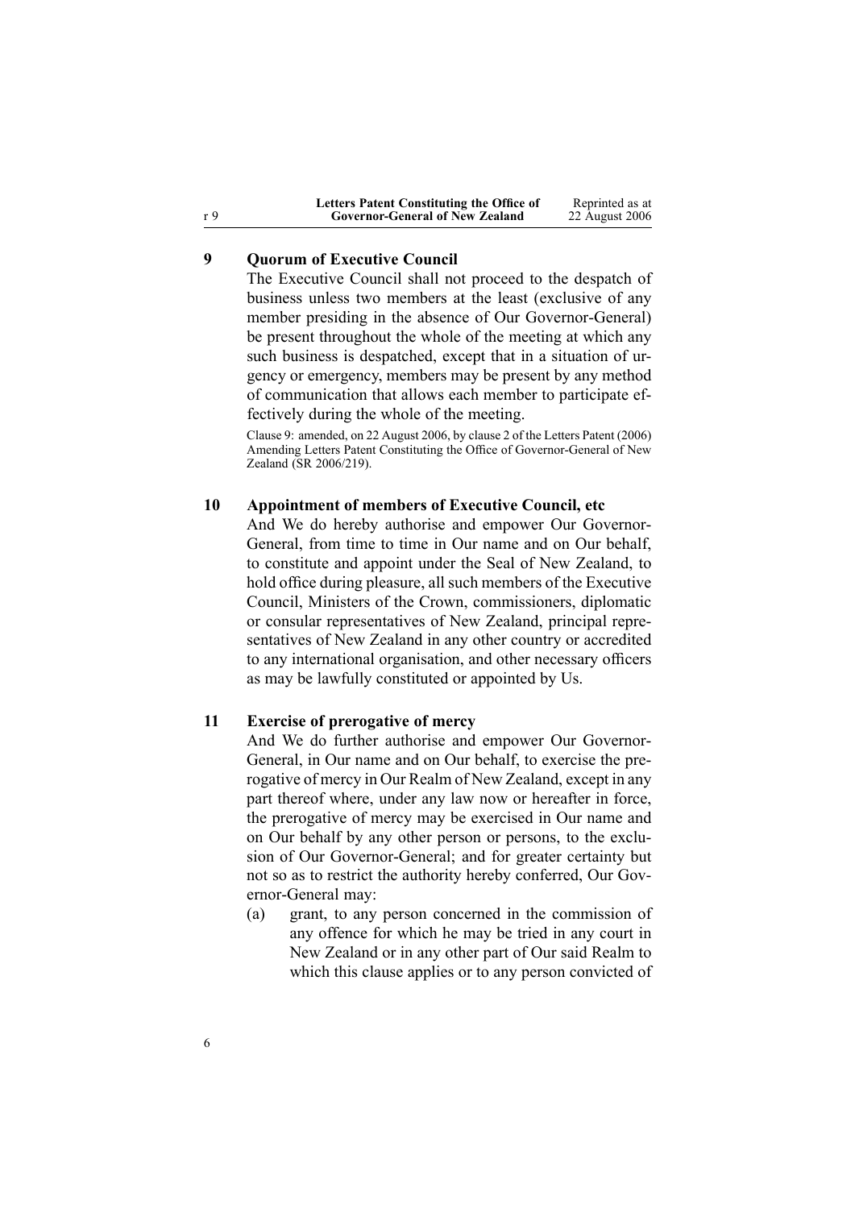## 9 Quorum of Executive Council

The Executive Council shall not proceed to the despatch of business unless two members at the least (exclusive of any member presiding in the absence of Our Governor-General) be present throughout the whole of the meeting at which any such business is despatched, except that in a situation of urgency or emergency, members may be present by any method of communication that allows each member to participate effectively during the whole of the meeting.

Clause 9: amended, on 22 August 2006, by clause 2 of the Letters Patent (2006) Amending Letters Patent Constituting the Office of Governor-General of New Zealand (SR 2006/219).

## 10 Appointment of members of Executive Council, etc

And We do hereby authorise and empower Our Governor-General, from time to time in Our name and on Our behalf, to constitute and appoint under the Seal of New Zealand, to hold office during pleasure, all such members of the Executive Council, Ministers of the Crown, commissioners, diplomatic or consular representatives of New Zealand, principal representatives of New Zealand in any other country or accredited to any international organisation, and other necessary officers as may be lawfully constituted or appointed by Us.

## 11 Exercise of prerogative of mercy

And We do further authorise and empower Our Governor-General, in Our name and on Our behalf, to exercise the prerogative of mercy in Our Realm of New Zealand, except in any part thereof where, under any law now or hereafter in force, the prerogative of mercy may be exercised in Our name and on Our behalf by any other person or persons, to the exclusion of Our Governor-General; and for greater certainty but not so as to restrict the authority hereby conferred, Our Governor-General may:

(a) grant, to any person concerned in the commission of any offence for which he may be tried in any court in New Zealand or in any other part of Our said Realm to which this clause applies or to any person convicted of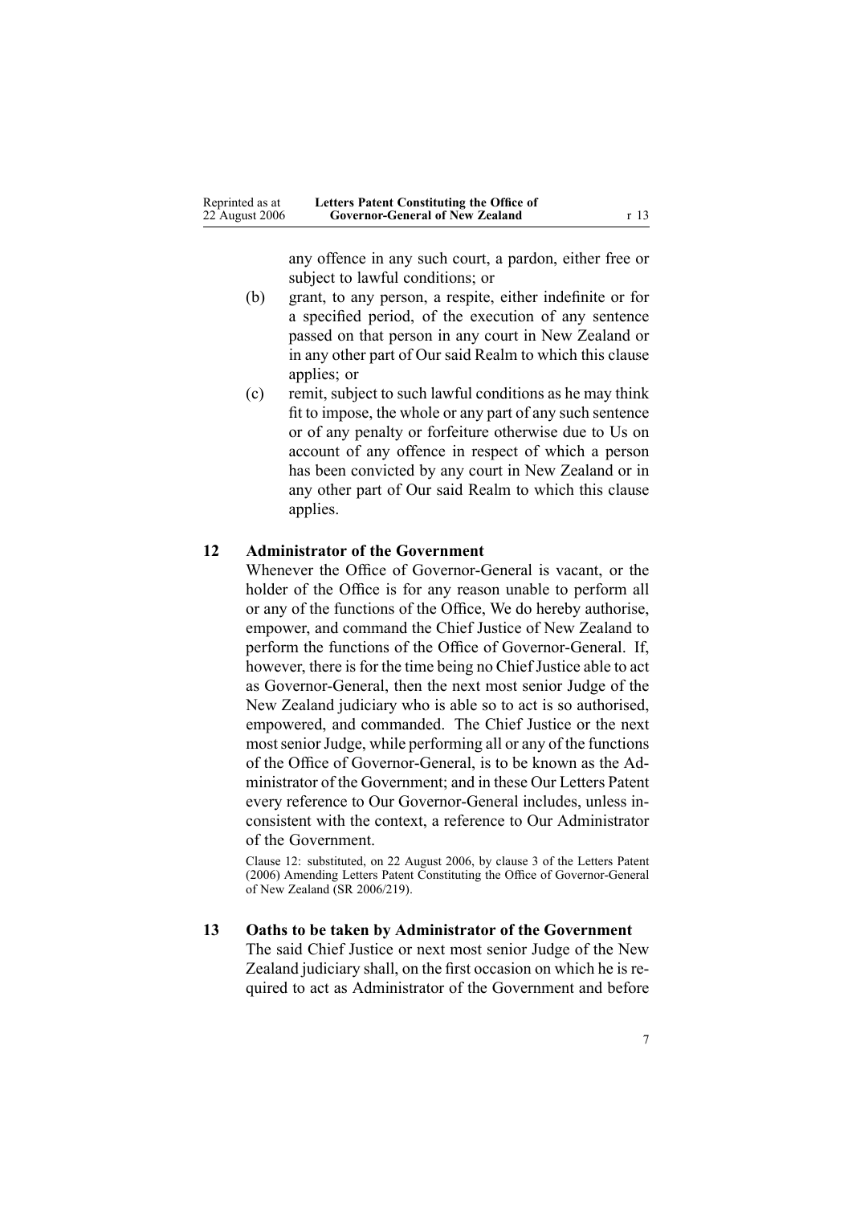any offence in any such court, a pardon, either free or subject to lawful conditions; or

(b) grant, to any person, a respite, either indefinite or for a specified period, of the execution of any sentence passed on that person in any court in New Zealand or in any other part of Our said Realm to which this clause applies; or

(c) remit, subject to such lawful conditions as he may think fit to impose, the whole or any part of any such sentence or of any penalty or forfeiture otherwise due to Us on account of any offence in respect of which a person has been convicted by any court in New Zealand or in any other part of Our said Realm to which this clause applies.

### 12 Administrator of the Government

Whenever the Office of Governor-General is vacant, or the holder of the Office is for any reason unable to perform all or any of the functions of the Office, We do hereby authorise, empower, and command the Chief Justice of New Zealand to perform the functions of the Office of Governor-General. If, however, there is for the time being no Chief Justice able to act as Governor-General, then the next most senior Judge of the New Zealand judiciary who is able so to act is so authorised, empowered, and commanded. The Chief Justice or the next most senior Judge, while performing all or any of the functions of the Office of Governor-General, is to be known as the Administrator of the Government; and in these Our Letters Patent every reference to Our Governor-General includes, unless inconsistent with the context, a reference to Our Administrator of the Government.

Clause 12: substituted, on 22 August 2006, by clause 3 of the Letters Patent (2006) Amending Letters Patent Constituting the Office of Governor-General of New Zealand (SR 2006/219).

### 13 Oaths to be taken by Administrator of the Government

The said Chief Justice or next most senior Judge of the New Zealand judiciary shall, on the first occasion on which he is required to act as Administrator of the Government and before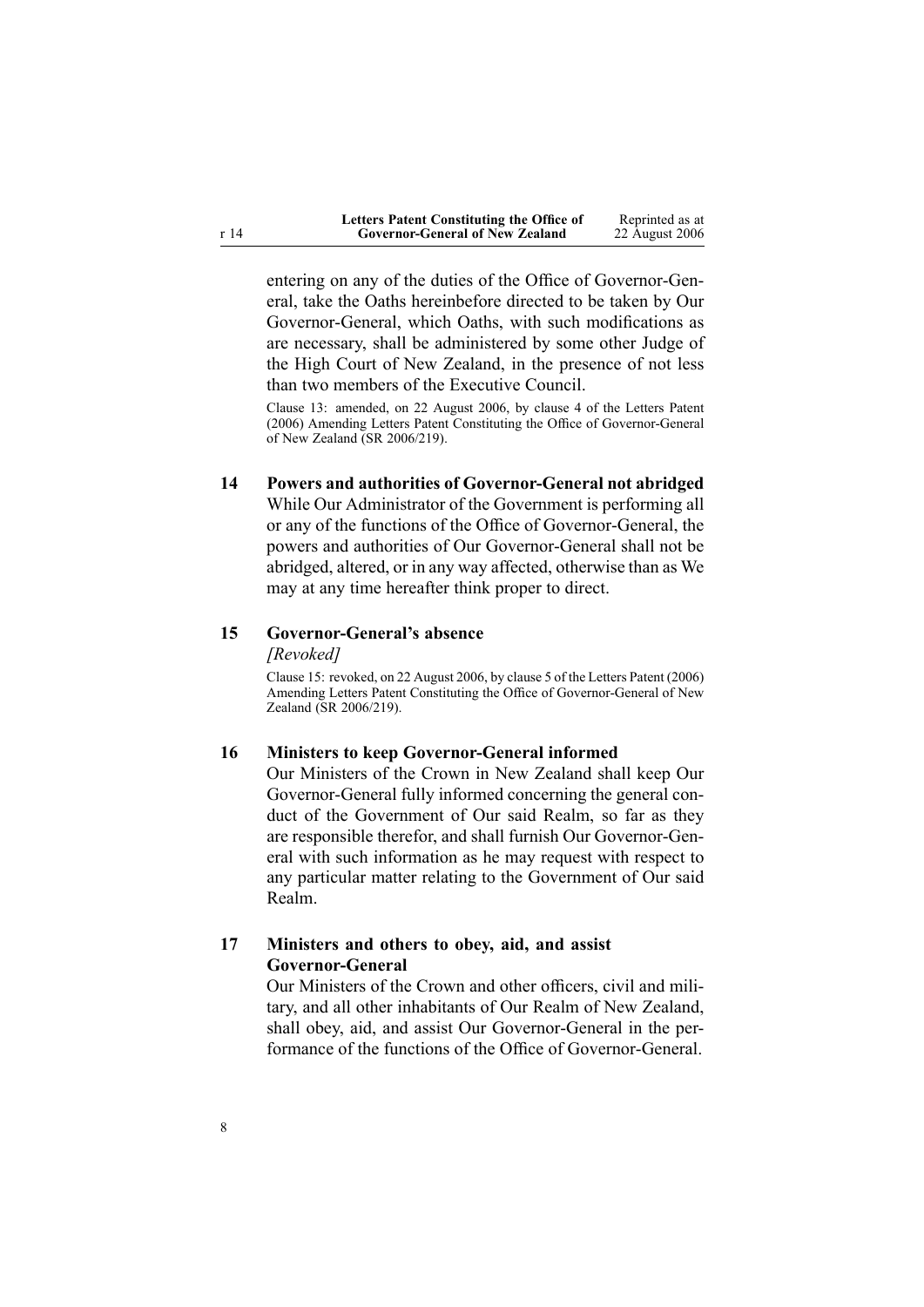entering on any of the duties of the Office of Governor-General, take the Oaths hereinbefore directed to be taken by Our Governor-General, which Oaths, with such modifications as are necessary, shall be administered by some other Judge of the High Court of New Zealand, in the presence of not less than two members of the Executive Council.

Clause 13: amended, on 22 August 2006, by clause 4 of the Letters Patent (2006) Amending Letters Patent Constituting the Office of Governor-General of New Zealand (SR 2006/219).

### 14 Powers and authorities of Governor-General not abridged

While Our Administrator of the Government is performing all or any of the functions of the Office of Governor-General, the powers and authorities of Our Governor-General shall not be abridged, altered, or in any way affected, otherwise than as We may at any time hereafter think proper to direct.

### 15 Governor-General's absence

*[Revoked]*

Clause 15: revoked, on 22 August 2006, by clause 5 of the Letters Patent (2006) Amending Letters Patent Constituting the Office of Governor-General of New Zealand (SR 2006/219).

### 16 Ministers to keep Governor-General informed

Our Ministers of the Crown in New Zealand shall keep Our Governor-General fully informed concerning the general conduct of the Government of Our said Realm, so far as they are responsible therefor, and shall furnish Our Governor-General with such information as he may request with respect to any particular matter relating to the Government of Our said Realm.

### 17 Ministers and others to obey, aid, and assist Governor-General

Our Ministers of the Crown and other officers, civil and military, and all other inhabitants of Our Realm of New Zealand, shall obey, aid, and assist Our Governor-General in the performance of the functions of the Office of Governor-General.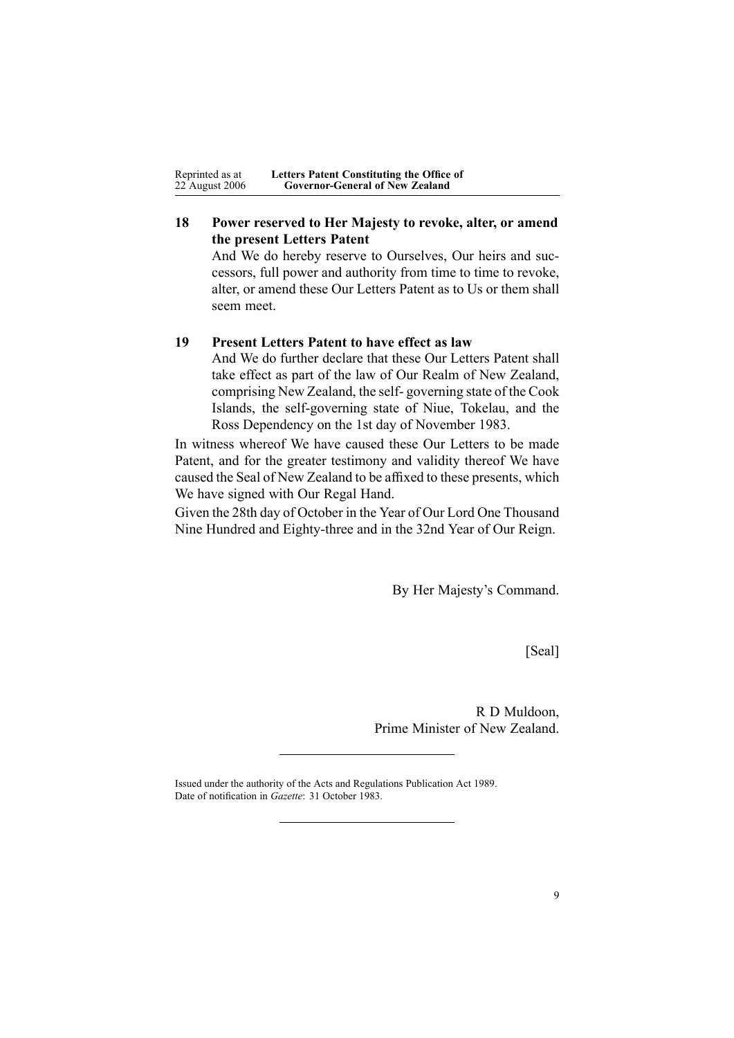## 18 Power reserved to Her Majesty to revoke, alter, or amend the present Letters Patent

And We do hereby reserve to Ourselves, Our heirs and successors, full power and authority from time to time to revoke, alter, or amend these Our Letters Patent as to Us or them shall seem meet.

## 19 Present Letters Patent to have effect as law

And We do further declare that these Our Letters Patent shall take effect as part of the law of Our Realm of New Zealand, comprising New Zealand, the self- governing state of the Cook Islands, the self-governing state of Niue, Tokelau, and the Ross Dependency on the 1st day of November 1983.

In witness whereof We have caused these Our Letters to be made Patent, and for the greater testimony and validity thereof We have caused the Seal of New Zealand to be affixed to these presents, which We have signed with Our Regal Hand.

Given the 28th day of October in the Year of Our Lord One Thousand Nine Hundred and Eighty-three and in the 32nd Year of Our Reign.

By Her Majesty's Command.

[Seal]

R D Muldoon,
Prime Minister of New Zealand.

---

Issued under the authority of the Acts and Regulations Publication Act 1989.
Date of notification in *Gazette*: 31 October 1983.

---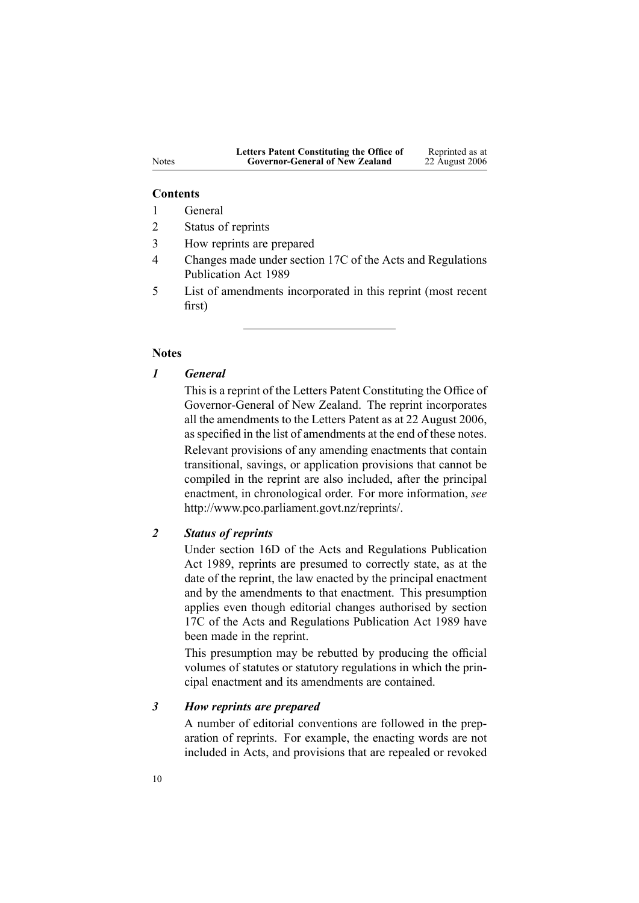## Contents

1. General
2. Status of reprints
3. How reprints are prepared
4. Changes made under section 17C of the Acts and Regulations Publication Act 1989
5. List of amendments incorporated in this reprint (most recent first)

---

## Notes

### *1 General*

This is a reprint of the Letters Patent Constituting the Office of Governor-General of New Zealand. The reprint incorporates all the amendments to the Letters Patent as at 22 August 2006, as specified in the list of amendments at the end of these notes.

Relevant provisions of any amending enactments that contain transitional, savings, or application provisions that cannot be compiled in the reprint are also included, after the principal enactment, in chronological order. For more information, *see* http://www.pco.parliament.govt.nz/reprints/.

### *2 Status of reprints*

Under section 16D of the Acts and Regulations Publication Act 1989, reprints are presumed to correctly state, as at the date of the reprint, the law enacted by the principal enactment and by the amendments to that enactment. This presumption applies even though editorial changes authorised by section 17C of the Acts and Regulations Publication Act 1989 have been made in the reprint.

This presumption may be rebutted by producing the official volumes of statutes or statutory regulations in which the principal enactment and its amendments are contained.

### *3 How reprints are prepared*

A number of editorial conventions are followed in the preparation of reprints. For example, the enacting words are not included in Acts, and provisions that are repealed or revoked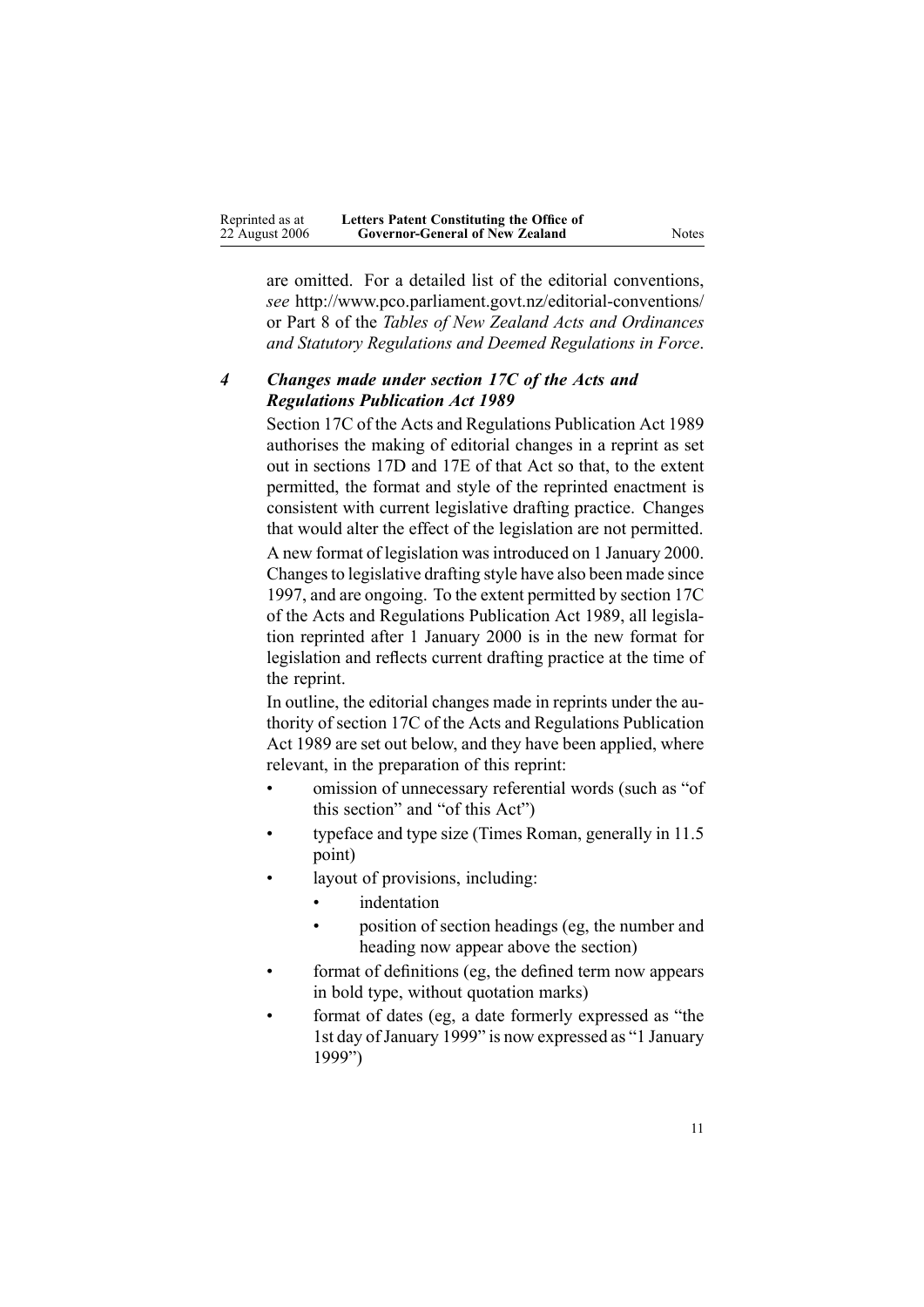are omitted. For a detailed list of the editorial conventions, *see* http://www.pco.parliament.govt.nz/editorial-conventions/ or Part 8 of the *Tables of New Zealand Acts and Ordinances and Statutory Regulations and Deemed Regulations in Force*.

### *4 Changes made under section 17C of the Acts and Regulations Publication Act 1989*

Section 17C of the Acts and Regulations Publication Act 1989 authorises the making of editorial changes in a reprint as set out in sections 17D and 17E of that Act so that, to the extent permitted, the format and style of the reprinted enactment is consistent with current legislative drafting practice. Changes that would alter the effect of the legislation are not permitted.

A new format of legislation was introduced on 1 January 2000. Changes to legislative drafting style have also been made since 1997, and are ongoing. To the extent permitted by section 17C of the Acts and Regulations Publication Act 1989, all legislation reprinted after 1 January 2000 is in the new format for legislation and reflects current drafting practice at the time of the reprint.

In outline, the editorial changes made in reprints under the authority of section 17C of the Acts and Regulations Publication Act 1989 are set out below, and they have been applied, where relevant, in the preparation of this reprint:

- omission of unnecessary referential words (such as "of this section" and "of this Act")
- typeface and type size (Times Roman, generally in 11.5 point)
- layout of provisions, including:
  - indentation
  - position of section headings (eg, the number and heading now appear above the section)
- format of definitions (eg, the defined term now appears in bold type, without quotation marks)
- format of dates (eg, a date formerly expressed as "the 1st day of January 1999" is now expressed as "1 January 1999")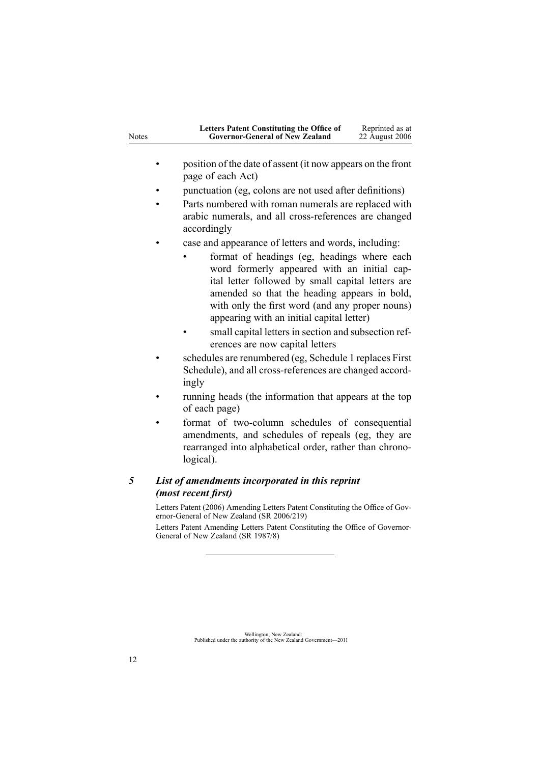- position of the date of assent (it now appears on the front page of each Act)
- punctuation (eg, colons are not used after definitions)
- Parts numbered with roman numerals are replaced with arabic numerals, and all cross-references are changed accordingly
- case and appearance of letters and words, including:
  - format of headings (eg, headings where each word formerly appeared with an initial capital letter followed by small capital letters are amended so that the heading appears in bold, with only the first word (and any proper nouns) appearing with an initial capital letter)
  - small capital letters in section and subsection references are now capital letters
- schedules are renumbered (eg, Schedule 1 replaces First Schedule), and all cross-references are changed accordingly
- running heads (the information that appears at the top of each page)
- format of two-column schedules of consequential amendments, and schedules of repeals (eg, they are rearranged into alphabetical order, rather than chronological).

### *5 List of amendments incorporated in this reprint (most recent first)*

Letters Patent (2006) Amending Letters Patent Constituting the Office of Governor-General of New Zealand (SR 2006/219)

Letters Patent Amending Letters Patent Constituting the Office of Governor-General of New Zealand (SR 1987/8)

---

Wellington, New Zealand:
Published under the authority of the New Zealand Government—2011